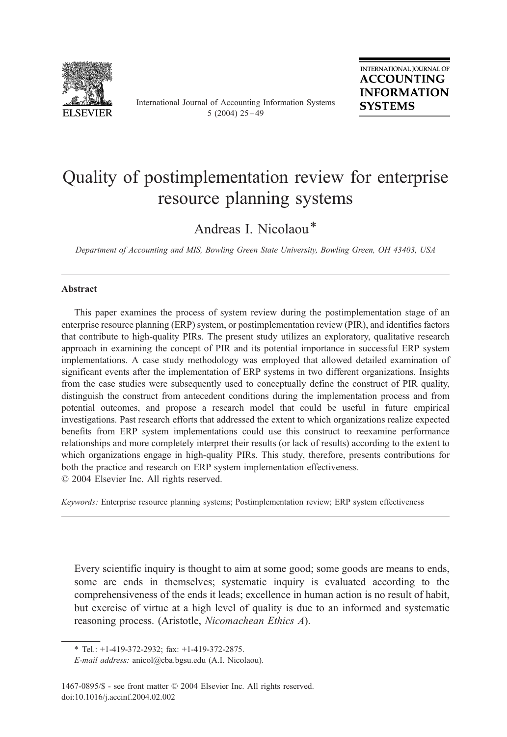# Quality of postimplementation review for enterprise resource planning systems

Andreas I. Nicolaou*

*Department of Accounting and MIS, Bowling Green State University, Bowling Green, OH 43403, USA*

## Abstract

This paper examines the process of system review during the postimplementation stage of an enterprise resource planning (ERP) system, or postimplementation review (PIR), and identifies factors that contribute to high-quality PIRs. The present study utilizes an exploratory, qualitative research approach in examining the concept of PIR and its potential importance in successful ERP system implementations. A case study methodology was employed that allowed detailed examination of significant events after the implementation of ERP systems in two different organizations. Insights from the case studies were subsequently used to conceptually define the construct of PIR quality, distinguish the construct from antecedent conditions during the implementation process and from potential outcomes, and propose a research model that could be useful in future empirical investigations. Past research efforts that addressed the extent to which organizations realize expected benefits from ERP system implementations could use this construct to reexamine performance relationships and more completely interpret their results (or lack of results) according to the extent to which organizations engage in high-quality PIRs. This study, therefore, presents contributions for both the practice and research on ERP system implementation effectiveness.

© 2004 Elsevier Inc. All rights reserved.

*Keywords:* Enterprise resource planning systems; Postimplementation review; ERP system effectiveness

Every scientific inquiry is thought to aim at some good; some goods are means to ends, some are ends in themselves; systematic inquiry is evaluated according to the comprehensiveness of the ends it leads; excellence in human action is no result of habit, but exercise of virtue at a high level of quality is due to an informed and systematic reasoning process. (Aristotle, *Nicomachean Ethics A*).

\* Tel.: +1-419-372-2932; fax: +1-419-372-2875.

*E-mail address:* anicol@cba.bgsu.edu (A.I. Nicolaou).

1467-0895/$ - see front matter © 2004 Elsevier Inc. All rights reserved.
doi:10.1016/j.accinf.2004.02.002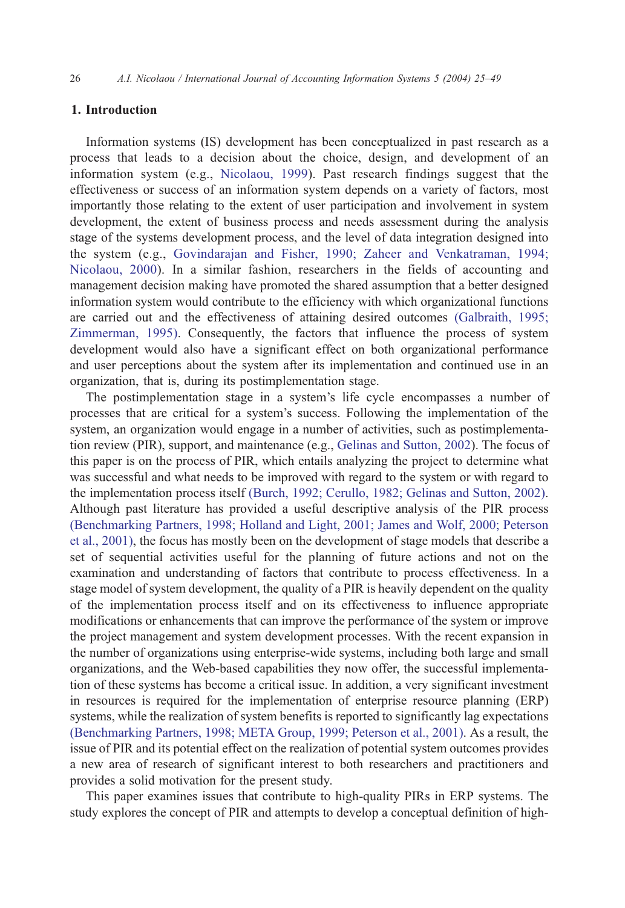## 1. Introduction

Information systems (IS) development has been conceptualized in past research as a process that leads to a decision about the choice, design, and development of an information system (e.g., Nicolaou, 1999). Past research findings suggest that the effectiveness or success of an information system depends on a variety of factors, most importantly those relating to the extent of user participation and involvement in system development, the extent of business process and needs assessment during the analysis stage of the systems development process, and the level of data integration designed into the system (e.g., Govindarajan and Fisher, 1990; Zaheer and Venkatraman, 1994; Nicolaou, 2000). In a similar fashion, researchers in the fields of accounting and management decision making have promoted the shared assumption that a better designed information system would contribute to the efficiency with which organizational functions are carried out and the effectiveness of attaining desired outcomes (Galbraith, 1995; Zimmerman, 1995). Consequently, the factors that influence the process of system development would also have a significant effect on both organizational performance and user perceptions about the system after its implementation and continued use in an organization, that is, during its postimplementation stage.

The postimplementation stage in a system's life cycle encompasses a number of processes that are critical for a system's success. Following the implementation of the system, an organization would engage in a number of activities, such as postimplementation review (PIR), support, and maintenance (e.g., Gelinas and Sutton, 2002). The focus of this paper is on the process of PIR, which entails analyzing the project to determine what was successful and what needs to be improved with regard to the system or with regard to the implementation process itself (Burch, 1992; Cerullo, 1982; Gelinas and Sutton, 2002). Although past literature has provided a useful descriptive analysis of the PIR process (Benchmarking Partners, 1998; Holland and Light, 2001; James and Wolf, 2000; Peterson et al., 2001), the focus has mostly been on the development of stage models that describe a set of sequential activities useful for the planning of future actions and not on the examination and understanding of factors that contribute to process effectiveness. In a stage model of system development, the quality of a PIR is heavily dependent on the quality of the implementation process itself and on its effectiveness to influence appropriate modifications or enhancements that can improve the performance of the system or improve the project management and system development processes. With the recent expansion in the number of organizations using enterprise-wide systems, including both large and small organizations, and the Web-based capabilities they now offer, the successful implementation of these systems has become a critical issue. In addition, a very significant investment in resources is required for the implementation of enterprise resource planning (ERP) systems, while the realization of system benefits is reported to significantly lag expectations (Benchmarking Partners, 1998; META Group, 1999; Peterson et al., 2001). As a result, the issue of PIR and its potential effect on the realization of potential system outcomes provides a new area of research of significant interest to both researchers and practitioners and provides a solid motivation for the present study.

This paper examines issues that contribute to high-quality PIRs in ERP systems. The study explores the concept of PIR and attempts to develop a conceptual definition of high-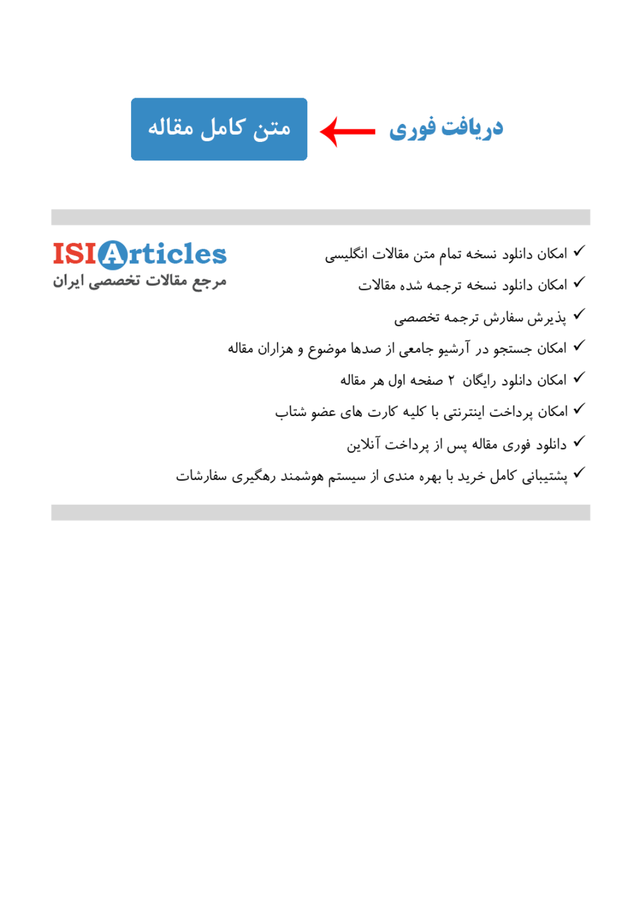دریافت فوری ← **متن کامل مقاله**

**ISIArticles**
مرجع مقالات تخصصی ایران

- ✓ امکان دانلود نسخه تمام متن مقالات انگلیسی
- ✓ امکان دانلود نسخه ترجمه شده مقالات
- ✓ پذیرش سفارش ترجمه تخصصی
- ✓ امکان جستجو در آرشیو جامعی از صدها موضوع و هزاران مقاله
- ✓ امکان دانلود رایگان ۲ صفحه اول هر مقاله
- ✓ امکان پرداخت اینترنتی با کلیه کارت های عضو شتاب
- ✓ دانلود فوری مقاله پس از پرداخت آنلاین
- ✓ پشتیبانی کامل خرید با بهره مندی از سیستم هوشمند رهگیری سفارشات